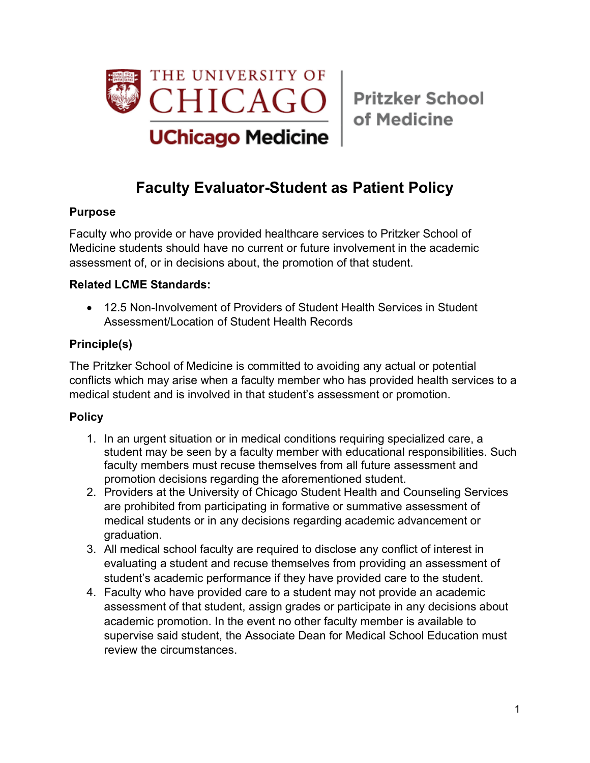# Faculty Evaluator-Student as Patient Policy

### Purpose

Faculty who provide or have provided healthcare services to Pritzker School of Medicine students should have no current or future involvement in the academic assessment of, or in decisions about, the promotion of that student.

### Related LCME Standards:

- 12.5 Non-Involvement of Providers of Student Health Services in Student Assessment/Location of Student Health Records

### Principle(s)

The Pritzker School of Medicine is committed to avoiding any actual or potential conflicts which may arise when a faculty member who has provided health services to a medical student and is involved in that student's assessment or promotion.

### Policy

1. In an urgent situation or in medical conditions requiring specialized care, a student may be seen by a faculty member with educational responsibilities. Such faculty members must recuse themselves from all future assessment and promotion decisions regarding the aforementioned student.
2. Providers at the University of Chicago Student Health and Counseling Services are prohibited from participating in formative or summative assessment of medical students or in any decisions regarding academic advancement or graduation.
3. All medical school faculty are required to disclose any conflict of interest in evaluating a student and recuse themselves from providing an assessment of student's academic performance if they have provided care to the student.
4. Faculty who have provided care to a student may not provide an academic assessment of that student, assign grades or participate in any decisions about academic promotion. In the event no other faculty member is available to supervise said student, the Associate Dean for Medical School Education must review the circumstances.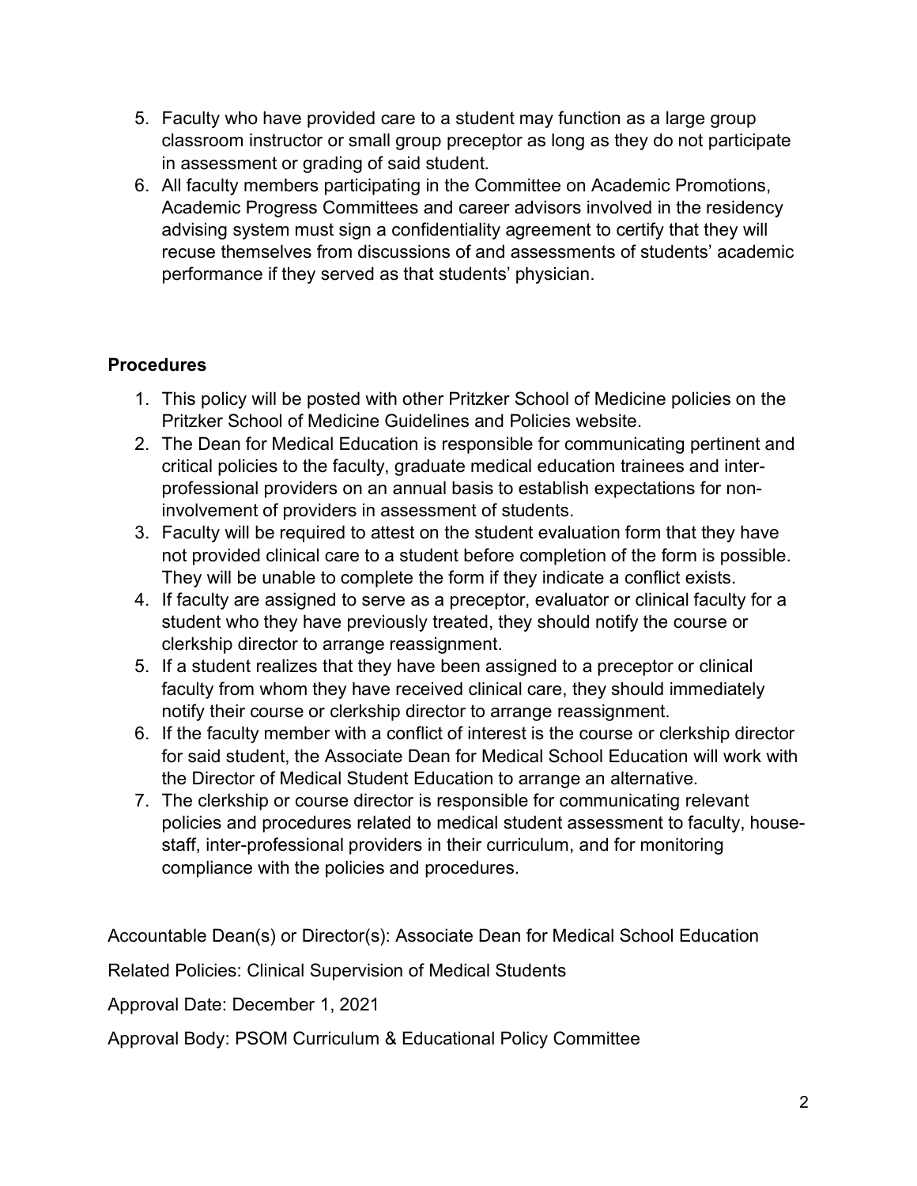5. Faculty who have provided care to a student may function as a large group classroom instructor or small group preceptor as long as they do not participate in assessment or grading of said student.
6. All faculty members participating in the Committee on Academic Promotions, Academic Progress Committees and career advisors involved in the residency advising system must sign a confidentiality agreement to certify that they will recuse themselves from discussions of and assessments of students' academic performance if they served as that students' physician.

**Procedures**

1. This policy will be posted with other Pritzker School of Medicine policies on the Pritzker School of Medicine Guidelines and Policies website.
2. The Dean for Medical Education is responsible for communicating pertinent and critical policies to the faculty, graduate medical education trainees and inter-professional providers on an annual basis to establish expectations for non-involvement of providers in assessment of students.
3. Faculty will be required to attest on the student evaluation form that they have not provided clinical care to a student before completion of the form is possible. They will be unable to complete the form if they indicate a conflict exists.
4. If faculty are assigned to serve as a preceptor, evaluator or clinical faculty for a student who they have previously treated, they should notify the course or clerkship director to arrange reassignment.
5. If a student realizes that they have been assigned to a preceptor or clinical faculty from whom they have received clinical care, they should immediately notify their course or clerkship director to arrange reassignment.
6. If the faculty member with a conflict of interest is the course or clerkship director for said student, the Associate Dean for Medical School Education will work with the Director of Medical Student Education to arrange an alternative.
7. The clerkship or course director is responsible for communicating relevant policies and procedures related to medical student assessment to faculty, house-staff, inter-professional providers in their curriculum, and for monitoring compliance with the policies and procedures.

Accountable Dean(s) or Director(s): Associate Dean for Medical School Education

Related Policies: Clinical Supervision of Medical Students

Approval Date: December 1, 2021

Approval Body: PSOM Curriculum & Educational Policy Committee